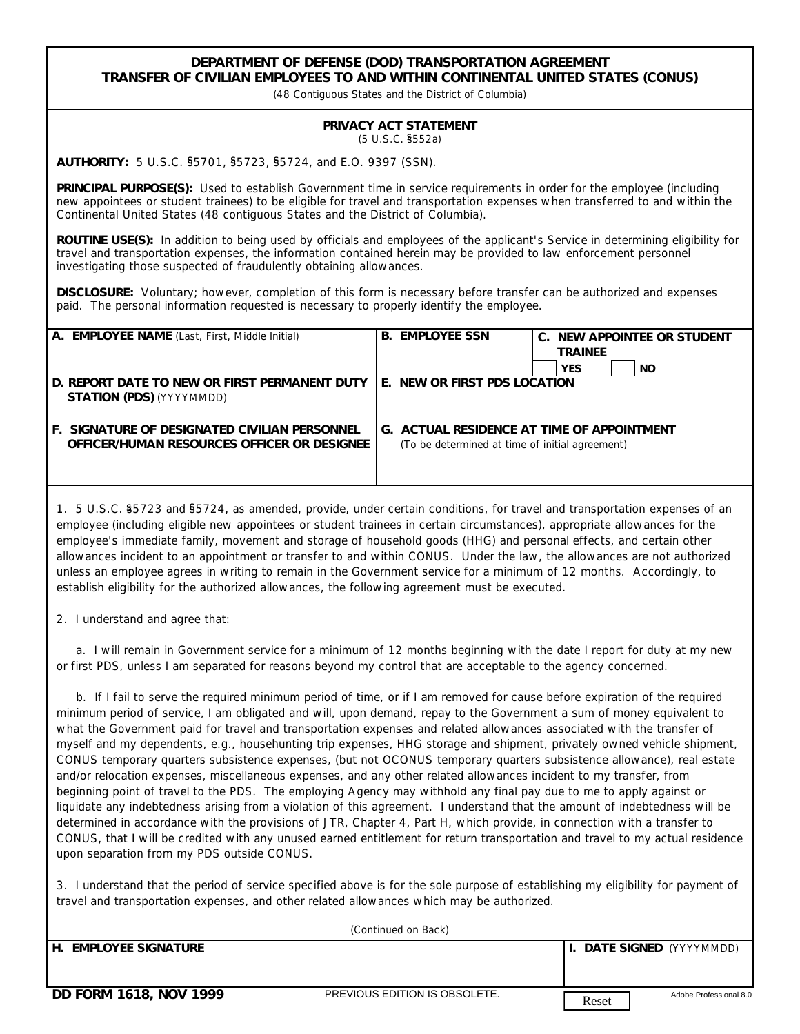# DEPARTMENT OF DEFENSE (DOD) TRANSPORTATION AGREEMENT
## TRANSFER OF CIVILIAN EMPLOYEES TO AND WITHIN CONTINENTAL UNITED STATES (CONUS)

(48 Contiguous States and the District of Columbia)

### PRIVACY ACT STATEMENT

(5 U.S.C. §552a)

**AUTHORITY:** 5 U.S.C. §5701, §5723, §5724, and E.O. 9397 (SSN).

**PRINCIPAL PURPOSE(S):** Used to establish Government time in service requirements in order for the employee (including new appointees or student trainees) to be eligible for travel and transportation expenses when transferred to and within the Continental United States (48 contiguous States and the District of Columbia).

**ROUTINE USE(S):** In addition to being used by officials and employees of the applicant's Service in determining eligibility for travel and transportation expenses, the information contained herein may be provided to law enforcement personnel investigating those suspected of fraudulently obtaining allowances.

**DISCLOSURE:** Voluntary; however, completion of this form is necessary before transfer can be authorized and expenses paid. The personal information requested is necessary to properly identify the employee.

| **A. EMPLOYEE NAME** (Last, First, Middle Initial) | **B. EMPLOYEE SSN** | **C. NEW APPOINTEE OR STUDENT TRAINEE** ☐ YES ☐ NO |
|---|---|---|
| **D. REPORT DATE TO NEW OR FIRST PERMANENT DUTY STATION (PDS)** (YYYYMMDD) | **E. NEW OR FIRST PDS LOCATION** | |
| **F. SIGNATURE OF DESIGNATED CIVILIAN PERSONNEL OFFICER/HUMAN RESOURCES OFFICER OR DESIGNEE** | **G. ACTUAL RESIDENCE AT TIME OF APPOINTMENT** (To be determined at time of initial agreement) | |

1. 5 U.S.C. §5723 and §5724, as amended, provide, under certain conditions, for travel and transportation expenses of an employee (including eligible new appointees or student trainees in certain circumstances), appropriate allowances for the employee's immediate family, movement and storage of household goods (HHG) and personal effects, and certain other allowances incident to an appointment or transfer to and within CONUS. Under the law, the allowances are not authorized unless an employee agrees in writing to remain in the Government service for a minimum of 12 months. Accordingly, to establish eligibility for the authorized allowances, the following agreement must be executed.

2. I understand and agree that:

a. I will remain in Government service for a minimum of 12 months beginning with the date I report for duty at my new or first PDS, unless I am separated for reasons beyond my control that are acceptable to the agency concerned.

b. If I fail to serve the required minimum period of time, or if I am removed for cause before expiration of the required minimum period of service, I am obligated and will, upon demand, repay to the Government a sum of money equivalent to what the Government paid for travel and transportation expenses and related allowances associated with the transfer of myself and my dependents, e.g., househunting trip expenses, HHG storage and shipment, privately owned vehicle shipment, CONUS temporary quarters subsistence expenses, (but not OCONUS temporary quarters subsistence allowance), real estate and/or relocation expenses, miscellaneous expenses, and any other related allowances incident to my transfer, from beginning point of travel to the PDS. The employing Agency may withhold any final pay due to me to apply against or liquidate any indebtedness arising from a violation of this agreement. I understand that the amount of indebtedness will be determined in accordance with the provisions of JTR, Chapter 4, Part H, which provide, in connection with a transfer to CONUS, that I will be credited with any unused earned entitlement for return transportation and travel to my actual residence upon separation from my PDS outside CONUS.

3. I understand that the period of service specified above is for the sole purpose of establishing my eligibility for payment of travel and transportation expenses, and other related allowances which may be authorized.

(Continued on Back)

| **H. EMPLOYEE SIGNATURE** | **I. DATE SIGNED** (YYYYMMDD) |
|---|---|
| | |

**DD FORM 1618, NOV 1999** PREVIOUS EDITION IS OBSOLETE.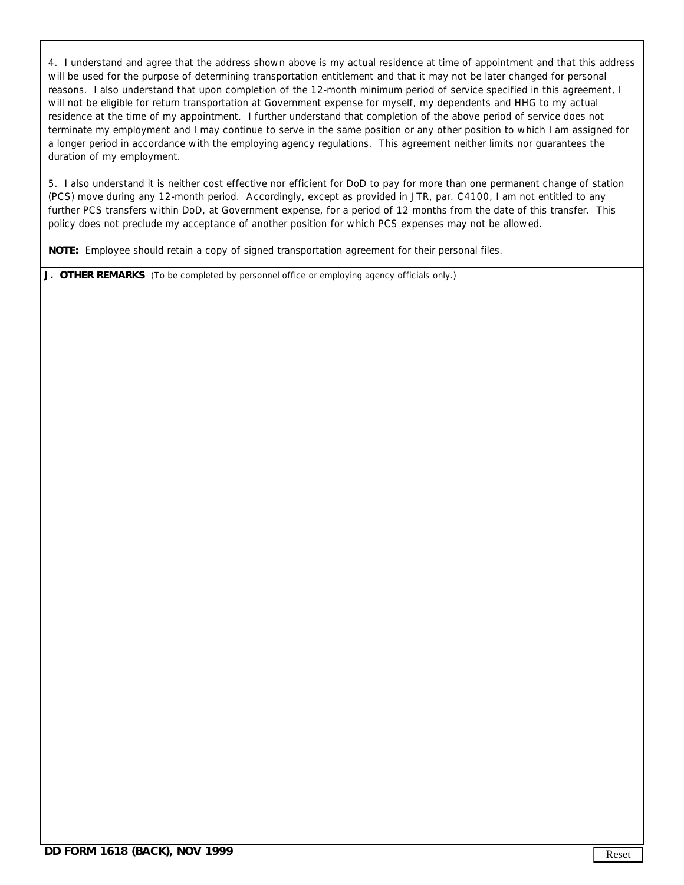4. I understand and agree that the address shown above is my actual residence at time of appointment and that this address will be used for the purpose of determining transportation entitlement and that it may not be later changed for personal reasons. I also understand that upon completion of the 12-month minimum period of service specified in this agreement, I will not be eligible for return transportation at Government expense for myself, my dependents and HHG to my actual residence at the time of my appointment. I further understand that completion of the above period of service does not terminate my employment and I may continue to serve in the same position or any other position to which I am assigned for a longer period in accordance with the employing agency regulations. This agreement neither limits nor guarantees the duration of my employment.

5. I also understand it is neither cost effective nor efficient for DoD to pay for more than one permanent change of station (PCS) move during any 12-month period. Accordingly, except as provided in JTR, par. C4100, I am not entitled to any further PCS transfers within DoD, at Government expense, for a period of 12 months from the date of this transfer. This policy does not preclude my acceptance of another position for which PCS expenses may not be allowed.

**NOTE:** Employee should retain a copy of signed transportation agreement for their personal files.

**J. OTHER REMARKS** (To be completed by personnel office or employing agency officials only.)

**DD FORM 1618 (BACK), NOV 1999**

Reset